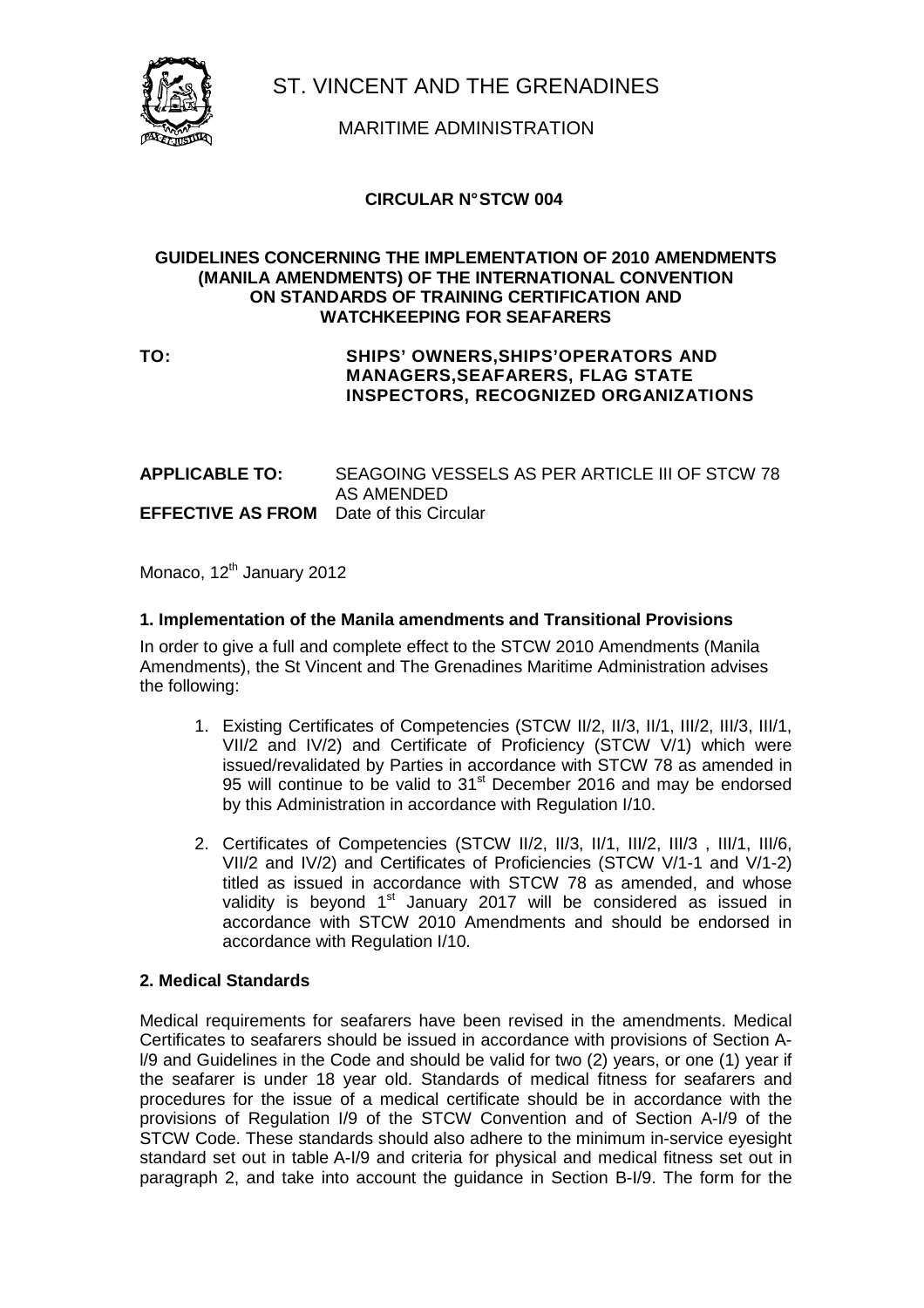# ST. VINCENT AND THE GRENADINES

## MARITIME ADMINISTRATION

**CIRCULAR N° STCW 004**

**GUIDELINES CONCERNING THE IMPLEMENTATION OF 2010 AMENDMENTS (MANILA AMENDMENTS) OF THE INTERNATIONAL CONVENTION ON STANDARDS OF TRAINING CERTIFICATION AND WATCHKEEPING FOR SEAFARERS**

**TO:** **SHIPS' OWNERS,SHIPS'OPERATORS AND MANAGERS,SEAFARERS, FLAG STATE INSPECTORS, RECOGNIZED ORGANIZATIONS**

**APPLICABLE TO:** SEAGOING VESSELS AS PER ARTICLE III OF STCW 78 AS AMENDED

**EFFECTIVE AS FROM** Date of this Circular

Monaco, 12th January 2012

### 1. Implementation of the Manila amendments and Transitional Provisions

In order to give a full and complete effect to the STCW 2010 Amendments (Manila Amendments), the St Vincent and The Grenadines Maritime Administration advises the following:

1. Existing Certificates of Competencies (STCW II/2, II/3, II/1, III/2, III/3, III/1, VII/2 and IV/2) and Certificate of Proficiency (STCW V/1) which were issued/revalidated by Parties in accordance with STCW 78 as amended in 95 will continue to be valid to 31st December 2016 and may be endorsed by this Administration in accordance with Regulation I/10.

2. Certificates of Competencies (STCW II/2, II/3, II/1, III/2, III/3 , III/1, III/6, VII/2 and IV/2) and Certificates of Proficiencies (STCW V/1-1 and V/1-2) titled as issued in accordance with STCW 78 as amended, and whose validity is beyond 1st January 2017 will be considered as issued in accordance with STCW 2010 Amendments and should be endorsed in accordance with Regulation I/10.

### 2. Medical Standards

Medical requirements for seafarers have been revised in the amendments. Medical Certificates to seafarers should be issued in accordance with provisions of Section A-I/9 and Guidelines in the Code and should be valid for two (2) years, or one (1) year if the seafarer is under 18 year old. Standards of medical fitness for seafarers and procedures for the issue of a medical certificate should be in accordance with the provisions of Regulation I/9 of the STCW Convention and of Section A-I/9 of the STCW Code. These standards should also adhere to the minimum in-service eyesight standard set out in table A-I/9 and criteria for physical and medical fitness set out in paragraph 2, and take into account the guidance in Section B-I/9. The form for the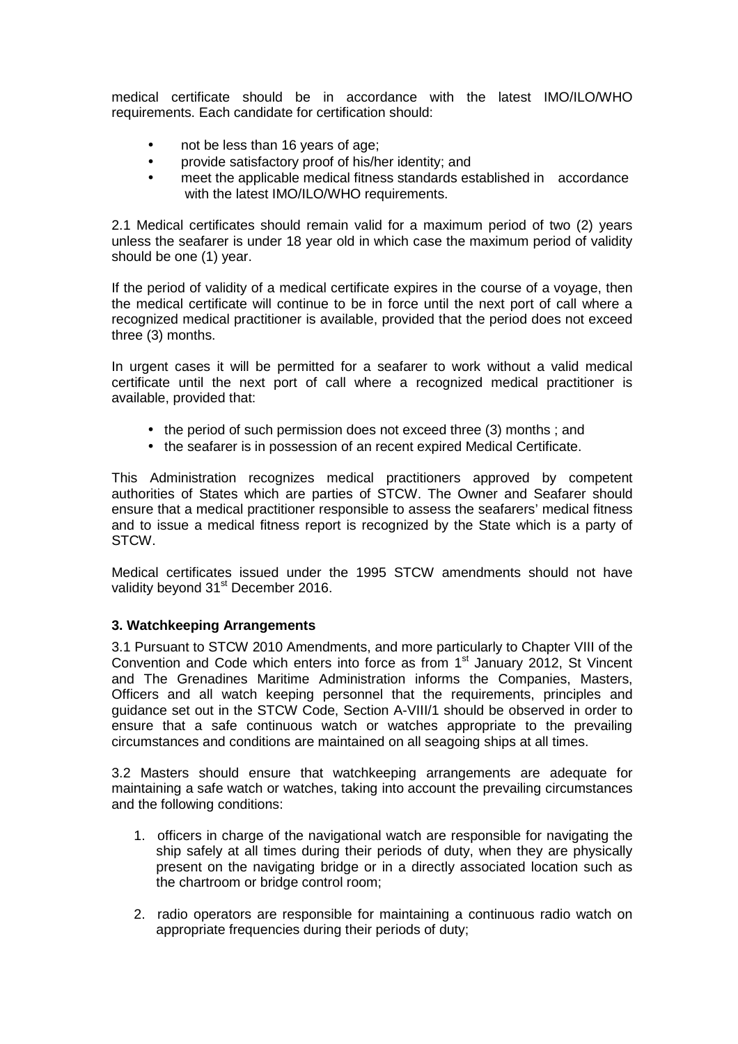medical certificate should be in accordance with the latest IMO/ILO/WHO requirements. Each candidate for certification should:

- not be less than 16 years of age;
- provide satisfactory proof of his/her identity; and
- meet the applicable medical fitness standards established in accordance with the latest IMO/ILO/WHO requirements.

2.1 Medical certificates should remain valid for a maximum period of two (2) years unless the seafarer is under 18 year old in which case the maximum period of validity should be one (1) year.

If the period of validity of a medical certificate expires in the course of a voyage, then the medical certificate will continue to be in force until the next port of call where a recognized medical practitioner is available, provided that the period does not exceed three (3) months.

In urgent cases it will be permitted for a seafarer to work without a valid medical certificate until the next port of call where a recognized medical practitioner is available, provided that:

- the period of such permission does not exceed three (3) months ; and
- the seafarer is in possession of an recent expired Medical Certificate.

This Administration recognizes medical practitioners approved by competent authorities of States which are parties of STCW. The Owner and Seafarer should ensure that a medical practitioner responsible to assess the seafarers' medical fitness and to issue a medical fitness report is recognized by the State which is a party of STCW.

Medical certificates issued under the 1995 STCW amendments should not have validity beyond 31st December 2016.

**3. Watchkeeping Arrangements**

3.1 Pursuant to STCW 2010 Amendments, and more particularly to Chapter VIII of the Convention and Code which enters into force as from 1st January 2012, St Vincent and The Grenadines Maritime Administration informs the Companies, Masters, Officers and all watch keeping personnel that the requirements, principles and guidance set out in the STCW Code, Section A-VIII/1 should be observed in order to ensure that a safe continuous watch or watches appropriate to the prevailing circumstances and conditions are maintained on all seagoing ships at all times.

3.2 Masters should ensure that watchkeeping arrangements are adequate for maintaining a safe watch or watches, taking into account the prevailing circumstances and the following conditions:

1. officers in charge of the navigational watch are responsible for navigating the ship safely at all times during their periods of duty, when they are physically present on the navigating bridge or in a directly associated location such as the chartroom or bridge control room;

2. radio operators are responsible for maintaining a continuous radio watch on appropriate frequencies during their periods of duty;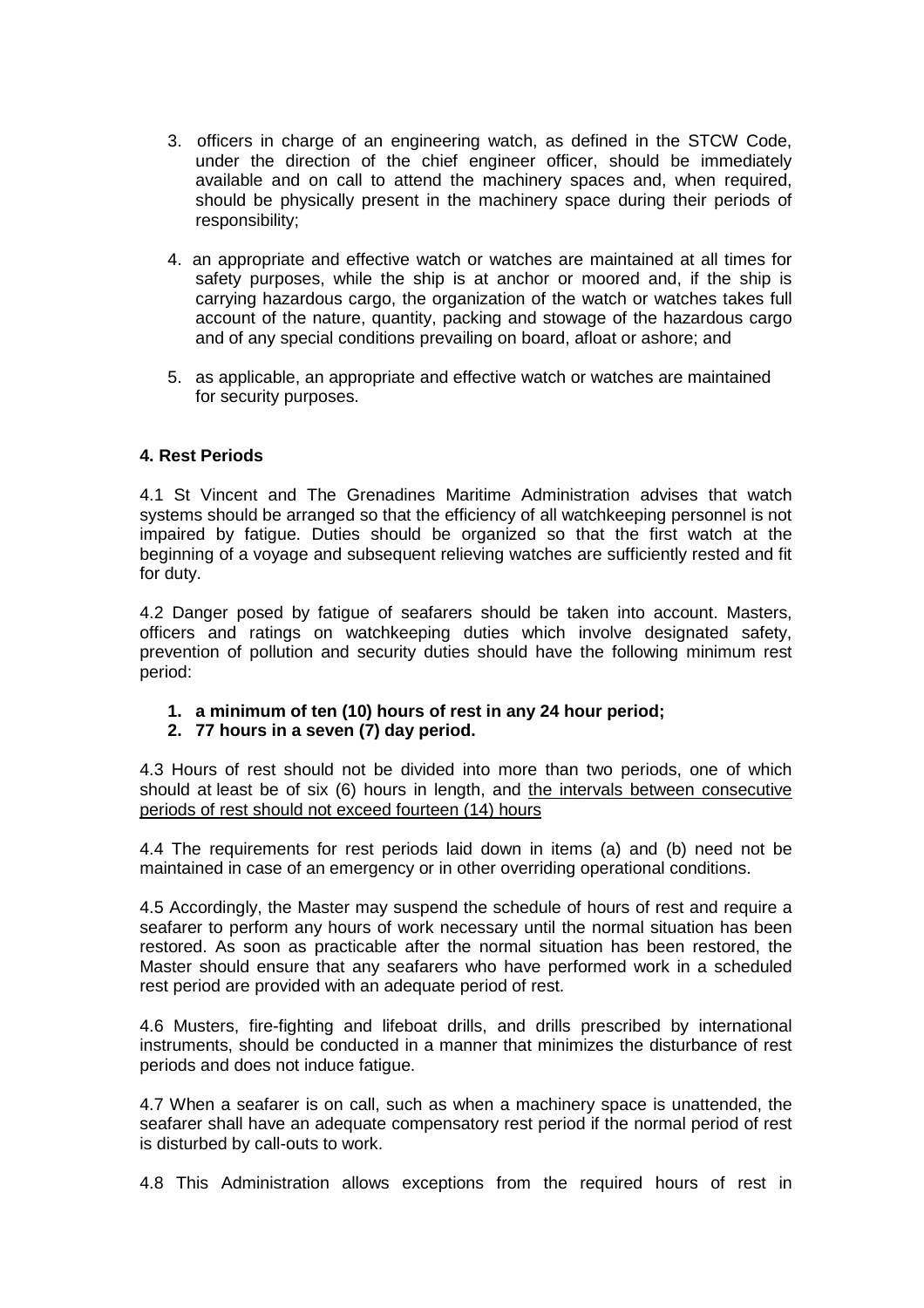3. officers in charge of an engineering watch, as defined in the STCW Code, under the direction of the chief engineer officer, should be immediately available and on call to attend the machinery spaces and, when required, should be physically present in the machinery space during their periods of responsibility;

4. an appropriate and effective watch or watches are maintained at all times for safety purposes, while the ship is at anchor or moored and, if the ship is carrying hazardous cargo, the organization of the watch or watches takes full account of the nature, quantity, packing and stowage of the hazardous cargo and of any special conditions prevailing on board, afloat or ashore; and

5. as applicable, an appropriate and effective watch or watches are maintained for security purposes.

### 4. Rest Periods

4.1 St Vincent and The Grenadines Maritime Administration advises that watch systems should be arranged so that the efficiency of all watchkeeping personnel is not impaired by fatigue. Duties should be organized so that the first watch at the beginning of a voyage and subsequent relieving watches are sufficiently rested and fit for duty.

4.2 Danger posed by fatigue of seafarers should be taken into account. Masters, officers and ratings on watchkeeping duties which involve designated safety, prevention of pollution and security duties should have the following minimum rest period:

1. **a minimum of ten (10) hours of rest in any 24 hour period;**
2. **77 hours in a seven (7) day period.**

4.3 Hours of rest should not be divided into more than two periods, one of which should at least be of six (6) hours in length, and <u>the intervals between consecutive periods of rest should not exceed fourteen (14) hours</u>

4.4 The requirements for rest periods laid down in items (a) and (b) need not be maintained in case of an emergency or in other overriding operational conditions.

4.5 Accordingly, the Master may suspend the schedule of hours of rest and require a seafarer to perform any hours of work necessary until the normal situation has been restored. As soon as practicable after the normal situation has been restored, the Master should ensure that any seafarers who have performed work in a scheduled rest period are provided with an adequate period of rest.

4.6 Musters, fire-fighting and lifeboat drills, and drills prescribed by international instruments, should be conducted in a manner that minimizes the disturbance of rest periods and does not induce fatigue.

4.7 When a seafarer is on call, such as when a machinery space is unattended, the seafarer shall have an adequate compensatory rest period if the normal period of rest is disturbed by call-outs to work.

4.8 This Administration allows exceptions from the required hours of rest in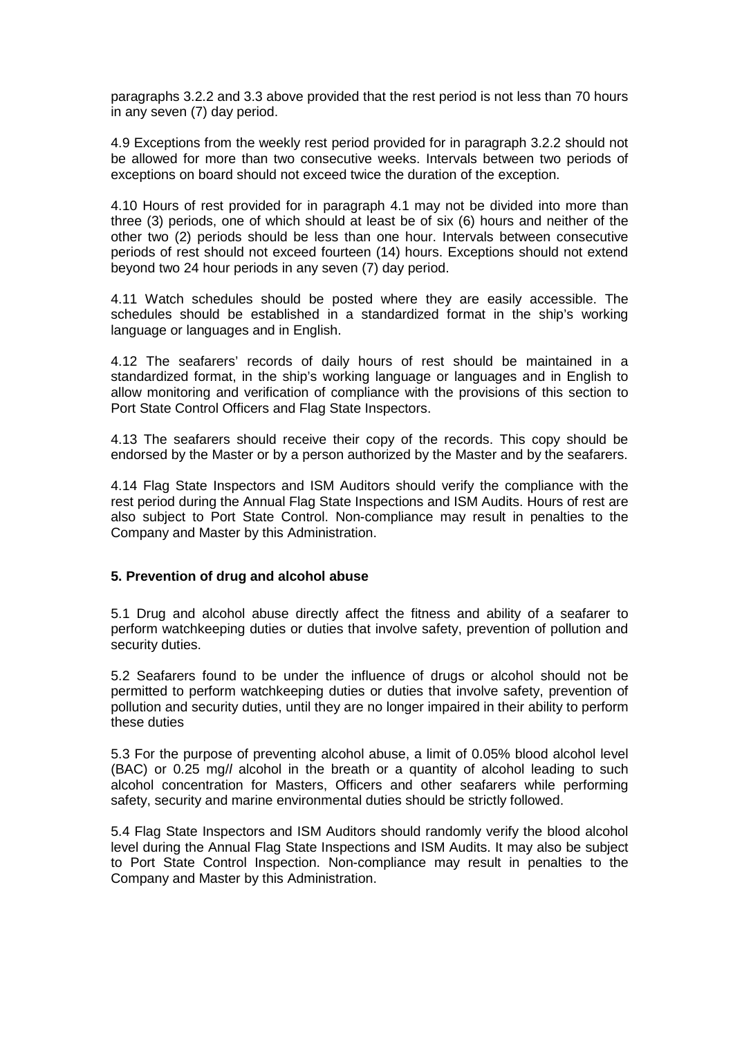paragraphs 3.2.2 and 3.3 above provided that the rest period is not less than 70 hours in any seven (7) day period.

4.9 Exceptions from the weekly rest period provided for in paragraph 3.2.2 should not be allowed for more than two consecutive weeks. Intervals between two periods of exceptions on board should not exceed twice the duration of the exception.

4.10 Hours of rest provided for in paragraph 4.1 may not be divided into more than three (3) periods, one of which should at least be of six (6) hours and neither of the other two (2) periods should be less than one hour. Intervals between consecutive periods of rest should not exceed fourteen (14) hours. Exceptions should not extend beyond two 24 hour periods in any seven (7) day period.

4.11 Watch schedules should be posted where they are easily accessible. The schedules should be established in a standardized format in the ship's working language or languages and in English.

4.12 The seafarers' records of daily hours of rest should be maintained in a standardized format, in the ship's working language or languages and in English to allow monitoring and verification of compliance with the provisions of this section to Port State Control Officers and Flag State Inspectors.

4.13 The seafarers should receive their copy of the records. This copy should be endorsed by the Master or by a person authorized by the Master and by the seafarers.

4.14 Flag State Inspectors and ISM Auditors should verify the compliance with the rest period during the Annual Flag State Inspections and ISM Audits. Hours of rest are also subject to Port State Control. Non-compliance may result in penalties to the Company and Master by this Administration.

## 5. Prevention of drug and alcohol abuse

5.1 Drug and alcohol abuse directly affect the fitness and ability of a seafarer to perform watchkeeping duties or duties that involve safety, prevention of pollution and security duties.

5.2 Seafarers found to be under the influence of drugs or alcohol should not be permitted to perform watchkeeping duties or duties that involve safety, prevention of pollution and security duties, until they are no longer impaired in their ability to perform these duties

5.3 For the purpose of preventing alcohol abuse, a limit of 0.05% blood alcohol level (BAC) or 0.25 mg/*l* alcohol in the breath or a quantity of alcohol leading to such alcohol concentration for Masters, Officers and other seafarers while performing safety, security and marine environmental duties should be strictly followed.

5.4 Flag State Inspectors and ISM Auditors should randomly verify the blood alcohol level during the Annual Flag State Inspections and ISM Audits. It may also be subject to Port State Control Inspection. Non-compliance may result in penalties to the Company and Master by this Administration.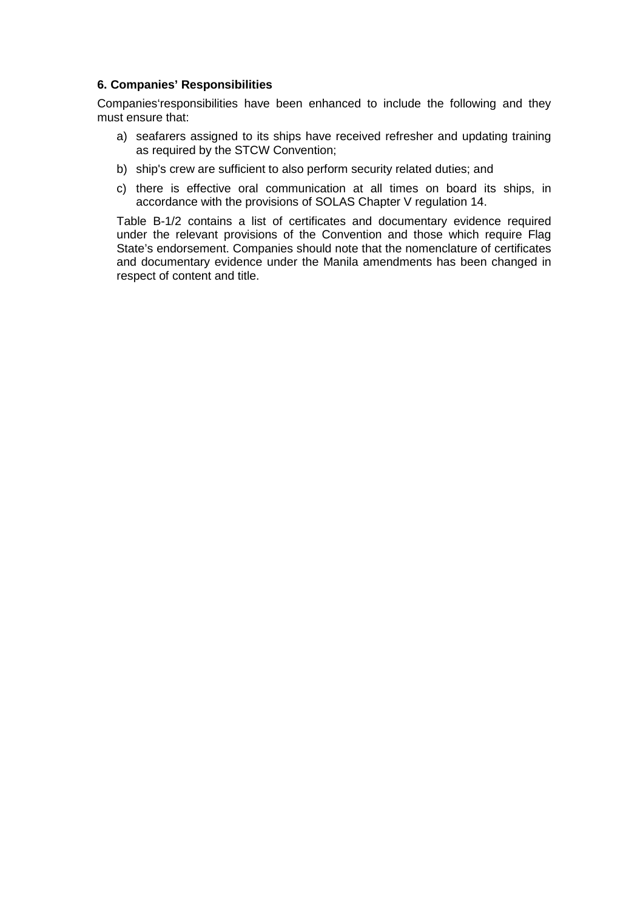**6. Companies' Responsibilities**

Companies'responsibilities have been enhanced to include the following and they must ensure that:

a) seafarers assigned to its ships have received refresher and updating training as required by the STCW Convention;

b) ship's crew are sufficient to also perform security related duties; and

c) there is effective oral communication at all times on board its ships, in accordance with the provisions of SOLAS Chapter V regulation 14.

Table B-1/2 contains a list of certificates and documentary evidence required under the relevant provisions of the Convention and those which require Flag State's endorsement. Companies should note that the nomenclature of certificates and documentary evidence under the Manila amendments has been changed in respect of content and title.